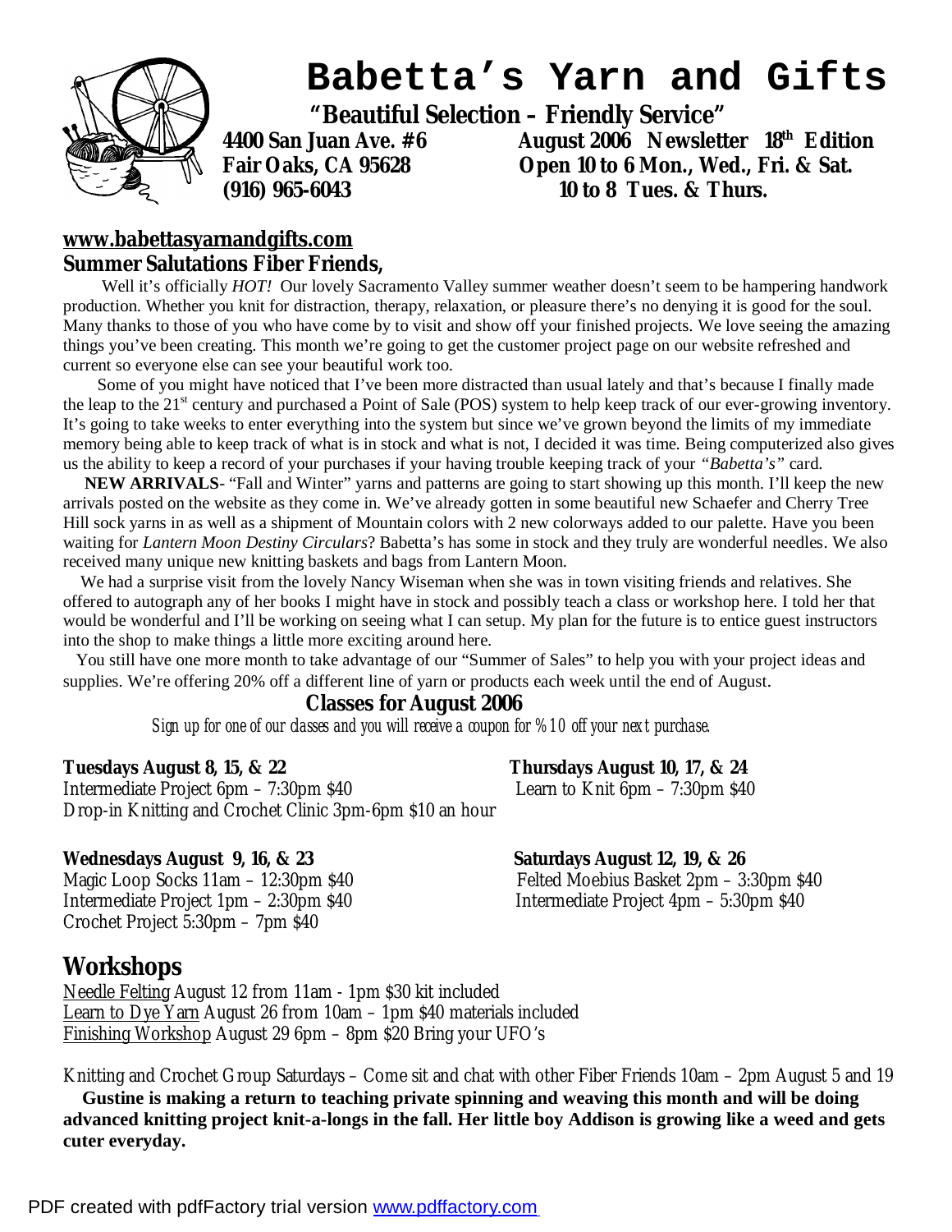# Babetta's Yarn and Gifts

**"Beautiful Selection – Friendly Service"**

**4400 San Juan Ave. #6**
**Fair Oaks, CA 95628**
**(916) 965-6043**

**August 2006 Newsletter 18th Edition**
**Open 10 to 6 Mon., Wed., Fri. & Sat.**
**10 to 8 Tues. & Thurs.**

**www.babettasyarnandgifts.com**

**Summer Salutations Fiber Friends,**

Well it's officially *HOT!* Our lovely Sacramento Valley summer weather doesn't seem to be hampering handwork production. Whether you knit for distraction, therapy, relaxation, or pleasure there's no denying it is good for the soul. Many thanks to those of you who have come by to visit and show off your finished projects. We love seeing the amazing things you've been creating. This month we're going to get the customer project page on our website refreshed and current so everyone else can see your beautiful work too.

Some of you might have noticed that I've been more distracted than usual lately and that's because I finally made the leap to the 21st century and purchased a Point of Sale (POS) system to help keep track of our ever-growing inventory. It's going to take weeks to enter everything into the system but since we've grown beyond the limits of my immediate memory being able to keep track of what is in stock and what is not, I decided it was time. Being computerized also gives us the ability to keep a record of your purchases if your having trouble keeping track of your *"Babetta's"* card.

**NEW ARRIVALS**- "Fall and Winter" yarns and patterns are going to start showing up this month. I'll keep the new arrivals posted on the website as they come in. We've already gotten in some beautiful new Schaefer and Cherry Tree Hill sock yarns in as well as a shipment of Mountain colors with 2 new colorways added to our palette. Have you been waiting for *Lantern Moon Destiny Circulars*? Babetta's has some in stock and they truly are wonderful needles. We also received many unique new knitting baskets and bags from Lantern Moon.

We had a surprise visit from the lovely Nancy Wiseman when she was in town visiting friends and relatives. She offered to autograph any of her books I might have in stock and possibly teach a class or workshop here. I told her that would be wonderful and I'll be working on seeing what I can setup. My plan for the future is to entice guest instructors into the shop to make things a little more exciting around here.

You still have one more month to take advantage of our "Summer of Sales" to help you with your project ideas and supplies. We're offering 20% off a different line of yarn or products each week until the end of August.

## Classes for August 2006

*Sign up for one of our classes and you will receive a coupon for %10 off your next purchase.*

**Tuesdays August 8, 15, & 22**
Intermediate Project 6pm – 7:30pm $40
Drop-in Knitting and Crochet Clinic 3pm-6pm $10 an hour

**Thursdays August 10, 17, & 24**
Learn to Knit 6pm – 7:30pm $40

**Wednesdays August 9, 16, & 23**
Magic Loop Socks 11am – 12:30pm $40
Intermediate Project 1pm – 2:30pm $40
Crochet Project 5:30pm – 7pm $40

**Saturdays August 12, 19, & 26**
Felted Moebius Basket 2pm – 3:30pm $40
Intermediate Project 4pm – 5:30pm $40

## Workshops

Needle Felting August 12 from 11am - 1pm $30 kit included
Learn to Dye Yarn August 26 from 10am – 1pm $40 materials included
Finishing Workshop August 29 6pm – 8pm $20 Bring your UFO's

Knitting and Crochet Group Saturdays – Come sit and chat with other Fiber Friends 10am – 2pm August 5 and 19

**Gustine is making a return to teaching private spinning and weaving this month and will be doing advanced knitting project knit-a-longs in the fall. Her little boy Addison is growing like a weed and gets cuter everyday.**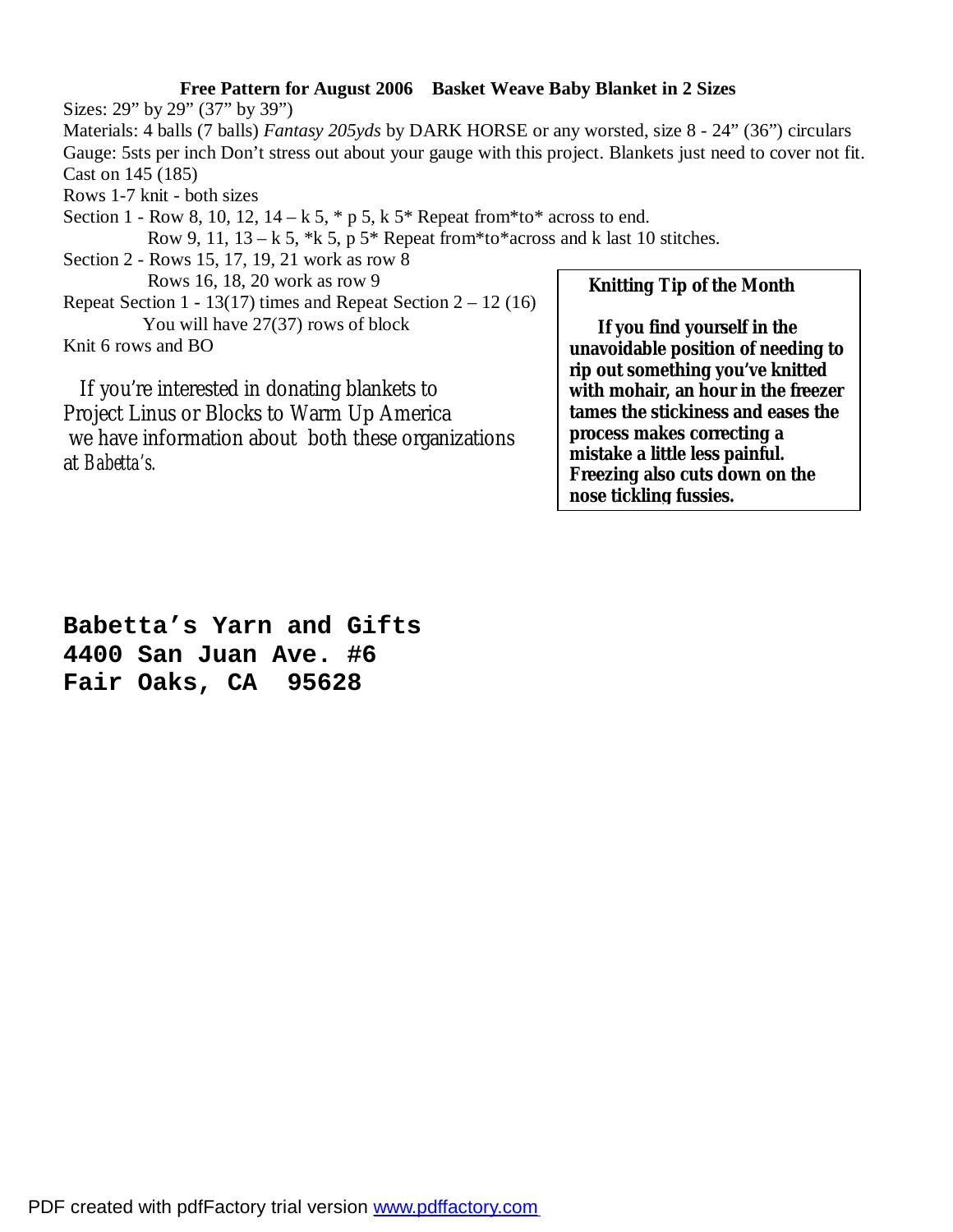## Free Pattern for August 2006 Basket Weave Baby Blanket in 2 Sizes

Sizes: 29" by 29" (37" by 39")

Materials: 4 balls (7 balls) *Fantasy 205yds* by DARK HORSE or any worsted, size 8 - 24" (36") circulars

Gauge: 5sts per inch Don't stress out about your gauge with this project. Blankets just need to cover not fit.

Cast on 145 (185)

Rows 1-7 knit - both sizes

Section 1 - Row 8, 10, 12, 14 – k 5, * p 5, k 5* Repeat from*to* across to end.

Row 9, 11, 13 – k 5, *k 5, p 5* Repeat from*to*across and k last 10 stitches.

Section 2 - Rows 15, 17, 19, 21 work as row 8

Rows 16, 18, 20 work as row 9

Repeat Section 1 - 13(17) times and Repeat Section 2 – 12 (16)

You will have 27(37) rows of block

Knit 6 rows and BO

If you're interested in donating blankets to Project Linus or Blocks to Warm Up America we have information about both these organizations at *Babetta's.*

**Knitting Tip of the Month**

**If you find yourself in the unavoidable position of needing to rip out something you've knitted with mohair, an hour in the freezer tames the stickiness and eases the process makes correcting a mistake a little less painful. Freezing also cuts down on the nose tickling fussies.**

**Babetta's Yarn and Gifts**
**4400 San Juan Ave. #6**
**Fair Oaks, CA 95628**